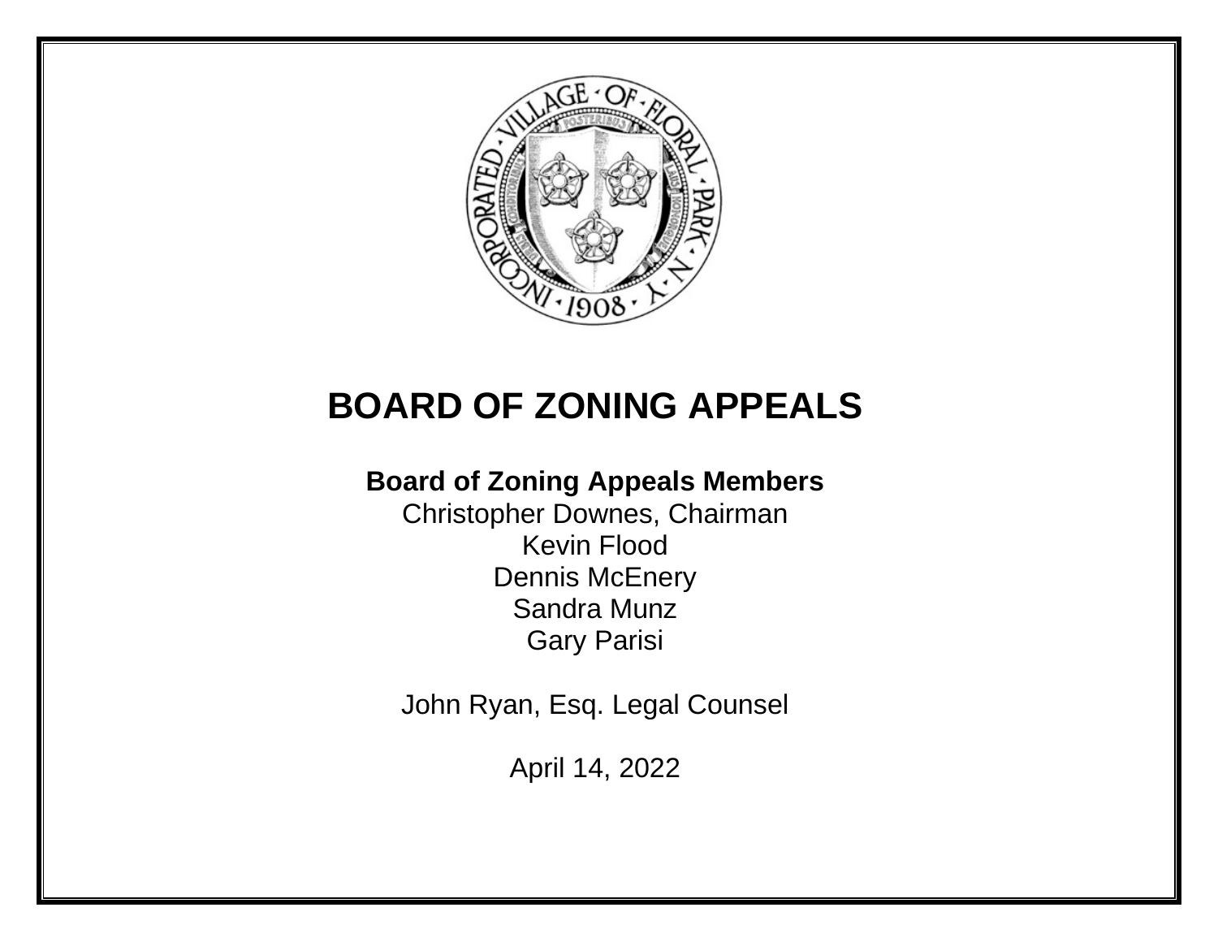# BOARD OF ZONING APPEALS

**Board of Zoning Appeals Members**

Christopher Downes, Chairman
Kevin Flood
Dennis McEnery
Sandra Munz
Gary Parisi

John Ryan, Esq. Legal Counsel

April 14, 2022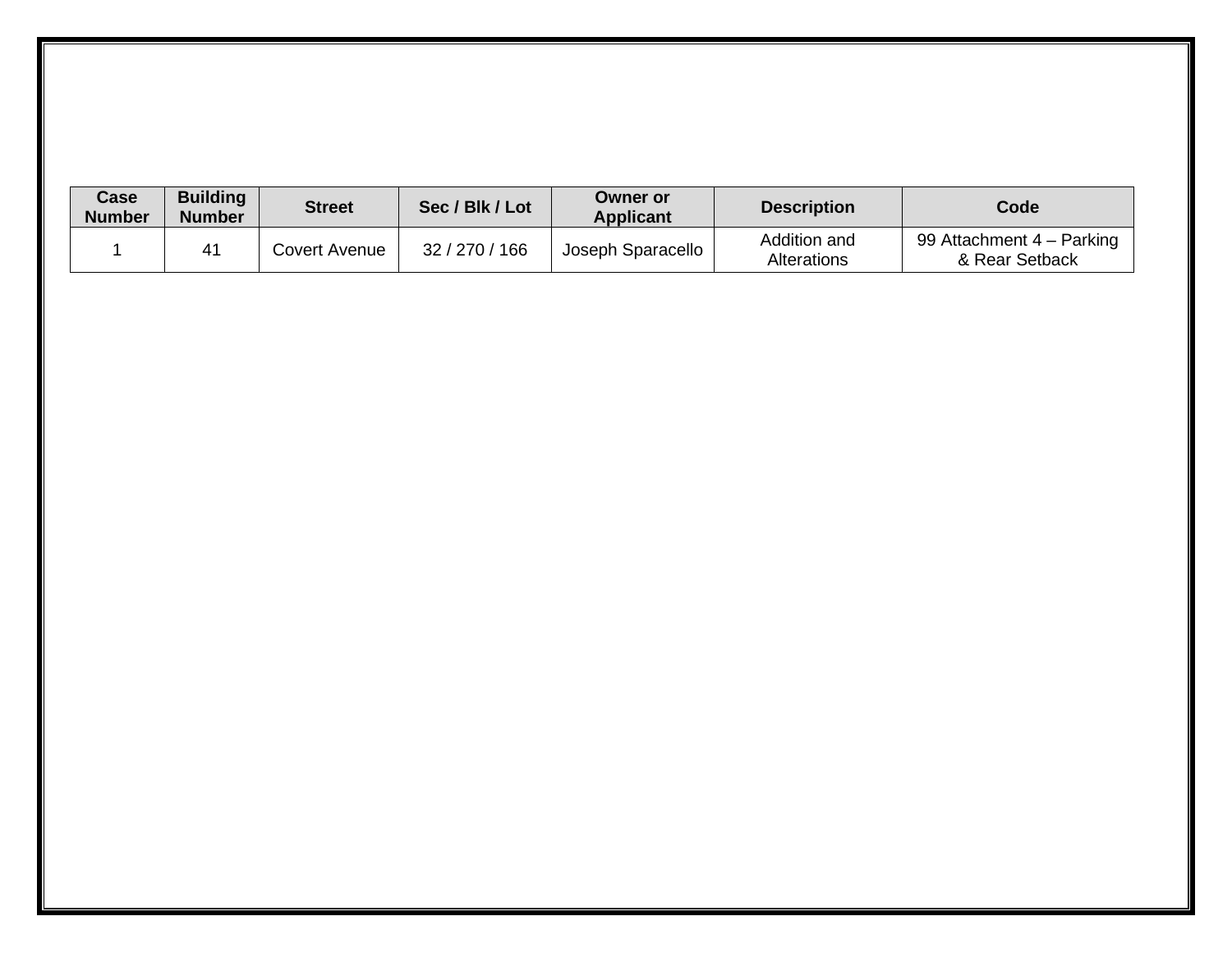| Case Number | Building Number | Street | Sec / Blk / Lot | Owner or Applicant | Description | Code |
|---|---|---|---|---|---|---|
| 1 | 41 | Covert Avenue | 32 / 270 / 166 | Joseph Sparacello | Addition and Alterations | 99 Attachment 4 – Parking & Rear Setback |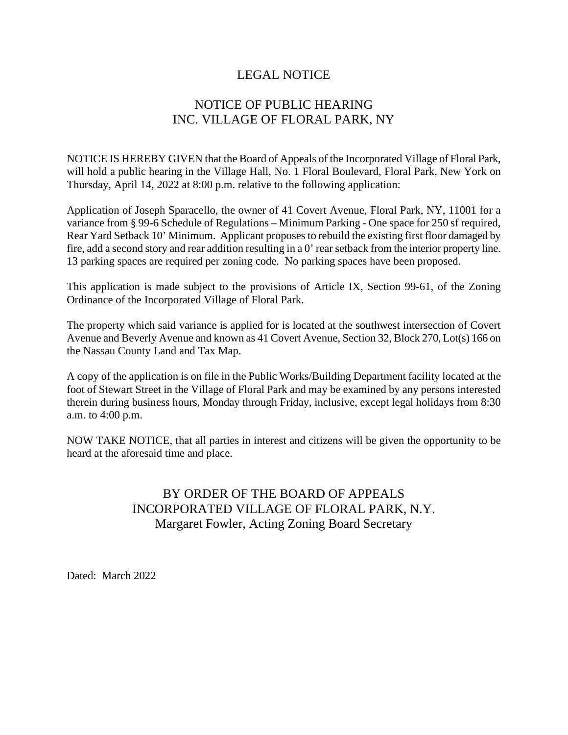# LEGAL NOTICE

## NOTICE OF PUBLIC HEARING
## INC. VILLAGE OF FLORAL PARK, NY

NOTICE IS HEREBY GIVEN that the Board of Appeals of the Incorporated Village of Floral Park, will hold a public hearing in the Village Hall, No. 1 Floral Boulevard, Floral Park, New York on Thursday, April 14, 2022 at 8:00 p.m. relative to the following application:

Application of Joseph Sparacello, the owner of 41 Covert Avenue, Floral Park, NY, 11001 for a variance from § 99-6 Schedule of Regulations – Minimum Parking - One space for 250 sf required, Rear Yard Setback 10' Minimum. Applicant proposes to rebuild the existing first floor damaged by fire, add a second story and rear addition resulting in a 0' rear setback from the interior property line. 13 parking spaces are required per zoning code. No parking spaces have been proposed.

This application is made subject to the provisions of Article IX, Section 99-61, of the Zoning Ordinance of the Incorporated Village of Floral Park.

The property which said variance is applied for is located at the southwest intersection of Covert Avenue and Beverly Avenue and known as 41 Covert Avenue, Section 32, Block 270, Lot(s) 166 on the Nassau County Land and Tax Map.

A copy of the application is on file in the Public Works/Building Department facility located at the foot of Stewart Street in the Village of Floral Park and may be examined by any persons interested therein during business hours, Monday through Friday, inclusive, except legal holidays from 8:30 a.m. to 4:00 p.m.

NOW TAKE NOTICE, that all parties in interest and citizens will be given the opportunity to be heard at the aforesaid time and place.

BY ORDER OF THE BOARD OF APPEALS
INCORPORATED VILLAGE OF FLORAL PARK, N.Y.
Margaret Fowler, Acting Zoning Board Secretary

Dated: March 2022